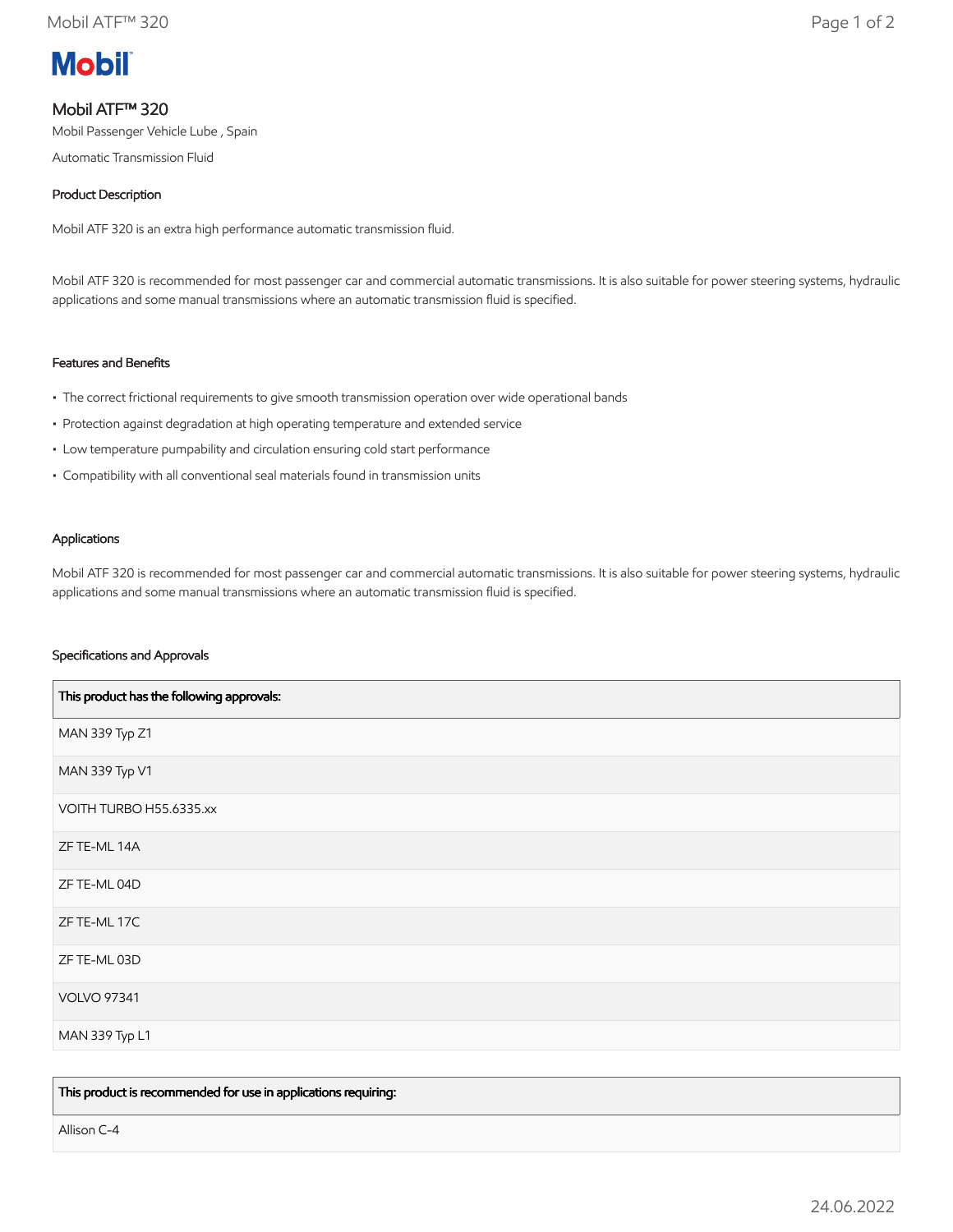# Mobil ATF™ 320

Mobil Passenger Vehicle Lube , Spain

Automatic Transmission Fluid

## Product Description

Mobil ATF 320 is an extra high performance automatic transmission fluid.

Mobil ATF 320 is recommended for most passenger car and commercial automatic transmissions. It is also suitable for power steering systems, hydraulic applications and some manual transmissions where an automatic transmission fluid is specified.

## Features and Benefits

- The correct frictional requirements to give smooth transmission operation over wide operational bands
- Protection against degradation at high operating temperature and extended service
- Low temperature pumpability and circulation ensuring cold start performance
- Compatibility with all conventional seal materials found in transmission units

## Applications

Mobil ATF 320 is recommended for most passenger car and commercial automatic transmissions. It is also suitable for power steering systems, hydraulic applications and some manual transmissions where an automatic transmission fluid is specified.

## Specifications and Approvals

| This product has the following approvals: |
| --- |
| MAN 339 Typ Z1 |
| MAN 339 Typ V1 |
| VOITH TURBO H55.6335.xx |
| ZF TE-ML 14A |
| ZF TE-ML 04D |
| ZF TE-ML 17C |
| ZF TE-ML 03D |
| VOLVO 97341 |
| MAN 339 Typ L1 |

| This product is recommended for use in applications requiring: |
| --- |
| Allison C-4 |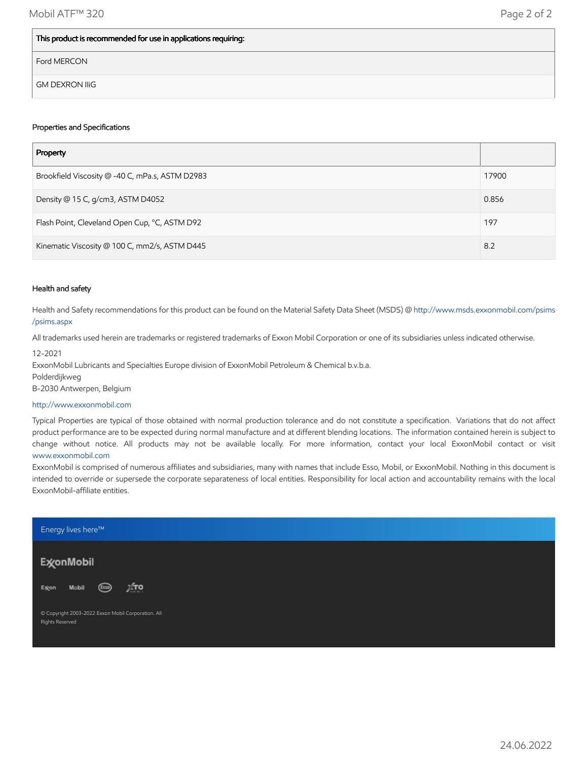| This product is recommended for use in applications requiring: |
| --- |
| Ford MERCON |
| GM DEXRON IIiG |

### Properties and Specifications

| Property | |
| --- | --- |
| Brookfield Viscosity @ -40 C, mPa.s, ASTM D2983 | 17900 |
| Density @ 15 C, g/cm3, ASTM D4052 | 0.856 |
| Flash Point, Cleveland Open Cup, °C, ASTM D92 | 197 |
| Kinematic Viscosity @ 100 C, mm2/s, ASTM D445 | 8.2 |

### Health and safety

Health and Safety recommendations for this product can be found on the Material Safety Data Sheet (MSDS) @ http://www.msds.exxonmobil.com/psims/psims.aspx

All trademarks used herein are trademarks or registered trademarks of Exxon Mobil Corporation or one of its subsidiaries unless indicated otherwise.

12-2021
ExxonMobil Lubricants and Specialties Europe division of ExxonMobil Petroleum & Chemical b.v.b.a.
Polderdijkweg
B-2030 Antwerpen, Belgium

http://www.exxonmobil.com

Typical Properties are typical of those obtained with normal production tolerance and do not constitute a specification. Variations that do not affect product performance are to be expected during normal manufacture and at different blending locations. The information contained herein is subject to change without notice. All products may not be available locally. For more information, contact your local ExxonMobil contact or visit www.exxonmobil.com

ExxonMobil is comprised of numerous affiliates and subsidiaries, many with names that include Esso, Mobil, or ExxonMobil. Nothing in this document is intended to override or supersede the corporate separateness of local entities. Responsibility for local action and accountability remains with the local ExxonMobil-affiliate entities.

Energy lives here™

ExxonMobil

Exxon Mobil Esso XTO

© Copyright 2003-2022 Exxon Mobil Corporation. All Rights Reserved